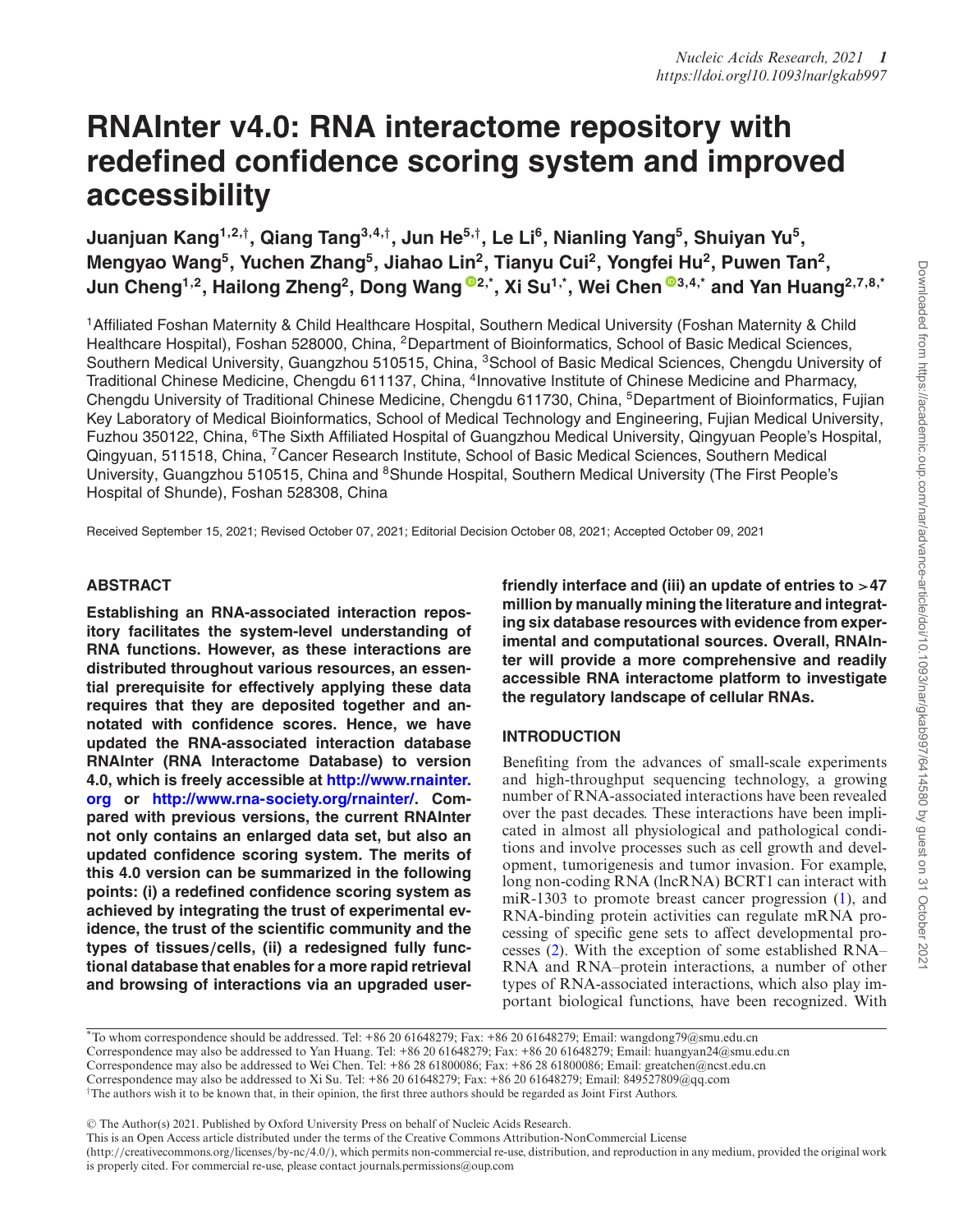# RNAInter v4.0: RNA interactome repository with redefined confidence scoring system and improved accessibility

**Juanjuan Kang[1,2,†], Qiang Tang[3,4,†], Jun He[5,†], Le Li[6], Nianling Yang[5], Shuiyan Yu[5], Mengyao Wang[5], Yuchen Zhang[5], Jiahao Lin[2], Tianyu Cui[2], Yongfei Hu[2], Puwen Tan[2], Jun Cheng[1,2], Hailong Zheng[2], Dong Wang[2,*], Xi Su[1,*], Wei Chen[3,4,*] and Yan Huang[2,7,8,*]**

[1]Affiliated Foshan Maternity & Child Healthcare Hospital, Southern Medical University (Foshan Maternity & Child Healthcare Hospital), Foshan 528000, China, [2]Department of Bioinformatics, School of Basic Medical Sciences, Southern Medical University, Guangzhou 510515, China, [3]School of Basic Medical Sciences, Chengdu University of Traditional Chinese Medicine, Chengdu 611137, China, [4]Innovative Institute of Chinese Medicine and Pharmacy, Chengdu University of Traditional Chinese Medicine, Chengdu 611730, China, [5]Department of Bioinformatics, Fujian Key Laboratory of Medical Bioinformatics, School of Medical Technology and Engineering, Fujian Medical University, Fuzhou 350122, China, [6]The Sixth Affiliated Hospital of Guangzhou Medical University, Qingyuan People's Hospital, Qingyuan, 511518, China, [7]Cancer Research Institute, School of Basic Medical Sciences, Southern Medical University, Guangzhou 510515, China and [8]Shunde Hospital, Southern Medical University (The First People's Hospital of Shunde), Foshan 528308, China

Received September 15, 2021; Revised October 07, 2021; Editorial Decision October 08, 2021; Accepted October 09, 2021

## ABSTRACT

**Establishing an RNA-associated interaction repository facilitates the system-level understanding of RNA functions. However, as these interactions are distributed throughout various resources, an essential prerequisite for effectively applying these data requires that they are deposited together and annotated with confidence scores. Hence, we have updated the RNA-associated interaction database RNAInter (RNA Interactome Database) to version 4.0, which is freely accessible at http://www.rnainter.org or http://www.rna-society.org/rnainter/. Compared with previous versions, the current RNAInter not only contains an enlarged data set, but also an updated confidence scoring system. The merits of this 4.0 version can be summarized in the following points: (i) a redefined confidence scoring system as achieved by integrating the trust of experimental evidence, the trust of the scientific community and the types of tissues/cells, (ii) a redesigned fully functional database that enables for a more rapid retrieval and browsing of interactions via an upgraded user-friendly interface and (iii) an update of entries to >47 million by manually mining the literature and integrating six database resources with evidence from experimental and computational sources. Overall, RNAInter will provide a more comprehensive and readily accessible RNA interactome platform to investigate the regulatory landscape of cellular RNAs.**

## INTRODUCTION

Benefiting from the advances of small-scale experiments and high-throughput sequencing technology, a growing number of RNA-associated interactions have been revealed over the past decades. These interactions have been implicated in almost all physiological and pathological conditions and involve processes such as cell growth and development, tumorigenesis and tumor invasion. For example, long non-coding RNA (lncRNA) BCRT1 can interact with miR-1303 to promote breast cancer progression (1), and RNA-binding protein activities can regulate mRNA processing of specific gene sets to affect developmental processes (2). With the exception of some established RNA–RNA and RNA–protein interactions, a number of other types of RNA-associated interactions, which also play important biological functions, have been recognized. With

*To whom correspondence should be addressed. Tel: +86 20 61648279; Fax: +86 20 61648279; Email: wangdong79@smu.edu.cn
Correspondence may also be addressed to Yan Huang. Tel: +86 20 61648279; Fax: +86 20 61648279; Email: huangyan24@smu.edu.cn
Correspondence may also be addressed to Wei Chen. Tel: +86 28 61800086; Fax: +86 28 61800086; Email: greatchen@ncst.edu.cn
Correspondence may also be addressed to Xi Su. Tel: +86 20 61648279; Fax: +86 20 61648279; Email: 849527809@qq.com
†The authors wish it to be known that, in their opinion, the first three authors should be regarded as Joint First Authors.

© The Author(s) 2021. Published by Oxford University Press on behalf of Nucleic Acids Research.
This is an Open Access article distributed under the terms of the Creative Commons Attribution-NonCommercial License (http://creativecommons.org/licenses/by-nc/4.0/), which permits non-commercial re-use, distribution, and reproduction in any medium, provided the original work is properly cited. For commercial re-use, please contact journals.permissions@oup.com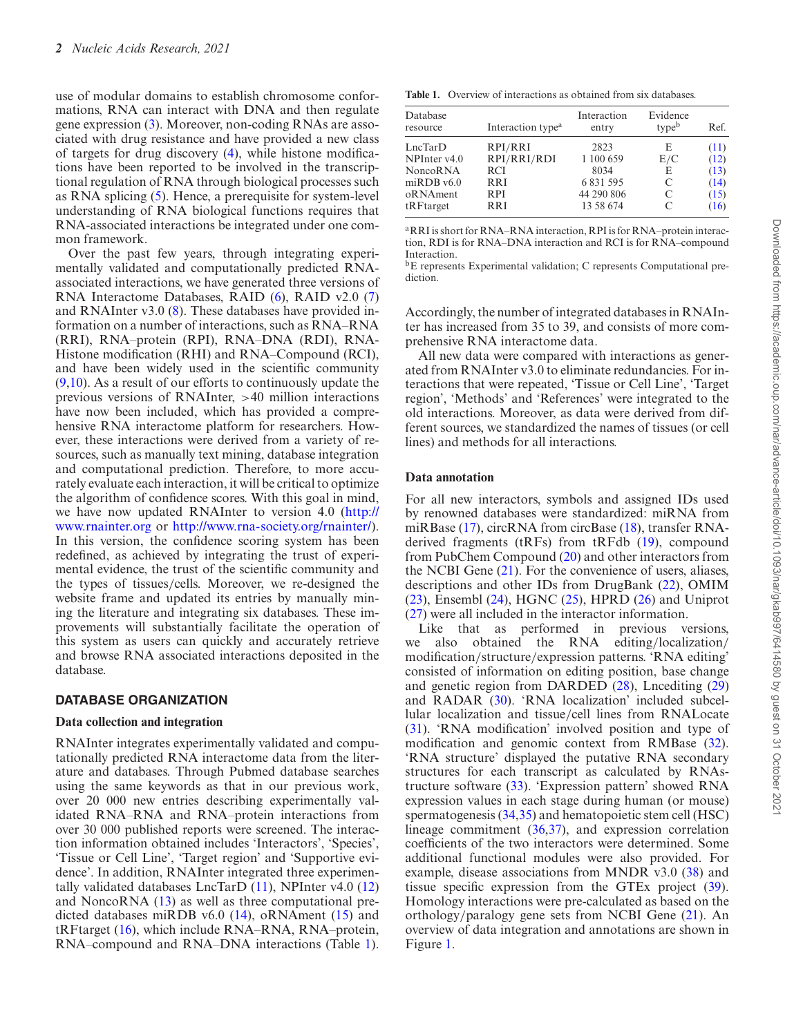use of modular domains to establish chromosome conformations, RNA can interact with DNA and then regulate gene expression (3). Moreover, non-coding RNAs are associated with drug resistance and have provided a new class of targets for drug discovery (4), while histone modifications have been reported to be involved in the transcriptional regulation of RNA through biological processes such as RNA splicing (5). Hence, a prerequisite for system-level understanding of RNA biological functions requires that RNA-associated interactions be integrated under one common framework.

Over the past few years, through integrating experimentally validated and computationally predicted RNA-associated interactions, we have generated three versions of RNA Interactome Databases, RAID (6), RAID v2.0 (7) and RNAInter v3.0 (8). These databases have provided information on a number of interactions, such as RNA–RNA (RRI), RNA–protein (RPI), RNA–DNA (RDI), RNA-Histone modification (RHI) and RNA–Compound (RCI), and have been widely used in the scientific community (9,10). As a result of our efforts to continuously update the previous versions of RNAInter, >40 million interactions have now been included, which has provided a comprehensive RNA interactome platform for researchers. However, these interactions were derived from a variety of resources, such as manually text mining, database integration and computational prediction. Therefore, to more accurately evaluate each interaction, it will be critical to optimize the algorithm of confidence scores. With this goal in mind, we have now updated RNAInter to version 4.0 (http://www.rnainter.org or http://www.rna-society.org/rnainter/). In this version, the confidence scoring system has been redefined, as achieved by integrating the trust of experimental evidence, the trust of the scientific community and the types of tissues/cells. Moreover, we re-designed the website frame and updated its entries by manually mining the literature and integrating six databases. These improvements will substantially facilitate the operation of this system as users can quickly and accurately retrieve and browse RNA associated interactions deposited in the database.

## DATABASE ORGANIZATION

### Data collection and integration

RNAInter integrates experimentally validated and computationally predicted RNA interactome data from the literature and databases. Through Pubmed database searches using the same keywords as that in our previous work, over 20 000 new entries describing experimentally validated RNA–RNA and RNA–protein interactions from over 30 000 published reports were screened. The interaction information obtained includes 'Interactors', 'Species', 'Tissue or Cell Line', 'Target region' and 'Supportive evidence'. In addition, RNAInter integrated three experimentally validated databases LncTarD (11), NPInter v4.0 (12) and NoncoRNA (13) as well as three computational predicted databases miRDB v6.0 (14), oRNAment (15) and tRFtarget (16), which include RNA–RNA, RNA–protein, RNA–compound and RNA–DNA interactions (Table 1).

**Table 1.** Overview of interactions as obtained from six databases.

| Database resource | Interaction type[a] | Interaction entry | Evidence type[b] | Ref. |
|---|---|---|---|---|
| LncTarD | RPI/RRI | 2823 | E | (11) |
| NPInter v4.0 | RPI/RRI/RDI | 1 100 659 | E/C | (12) |
| NoncoRNA | RCI | 8034 | E | (13) |
| miRDB v6.0 | RRI | 6 831 595 | C | (14) |
| oRNAment | RPI | 44 290 806 | C | (15) |
| tRFtarget | RRI | 13 58 674 | C | (16) |

[a]RRI is short for RNA–RNA interaction, RPI is for RNA–protein interaction, RDI is for RNA–DNA interaction and RCI is for RNA–compound Interaction.

[b]E represents Experimental validation; C represents Computational prediction.

Accordingly, the number of integrated databases in RNAInter has increased from 35 to 39, and consists of more comprehensive RNA interactome data.

All new data were compared with interactions as generated from RNAInter v3.0 to eliminate redundancies. For interactions that were repeated, 'Tissue or Cell Line', 'Target region', 'Methods' and 'References' were integrated to the old interactions. Moreover, as data were derived from different sources, we standardized the names of tissues (or cell lines) and methods for all interactions.

### Data annotation

For all new interactors, symbols and assigned IDs used by renowned databases were standardized: miRNA from miRBase (17), circRNA from circBase (18), transfer RNA-derived fragments (tRFs) from tRFdb (19), compound from PubChem Compound (20) and other interactors from the NCBI Gene (21). For the convenience of users, aliases, descriptions and other IDs from DrugBank (22), OMIM (23), Ensembl (24), HGNC (25), HPRD (26) and Uniprot (27) were all included in the interactor information.

Like that as performed in previous versions, we also obtained the RNA editing/localization/modification/structure/expression patterns. 'RNA editing' consisted of information on editing position, base change and genetic region from DARDED (28), Lncediting (29) and RADAR (30). 'RNA localization' included subcellular localization and tissue/cell lines from RNALocate (31). 'RNA modification' involved position and type of modification and genomic context from RMBase (32). 'RNA structure' displayed the putative RNA secondary structures for each transcript as calculated by RNAstructure software (33). 'Expression pattern' showed RNA expression values in each stage during human (or mouse) spermatogenesis (34,35) and hematopoietic stem cell (HSC) lineage commitment (36,37), and expression correlation coefficients of the two interactors were determined. Some additional functional modules were also provided. For example, disease associations from MNDR v3.0 (38) and tissue specific expression from the GTEx project (39). Homology interactions were pre-calculated as based on the orthology/paralogy gene sets from NCBI Gene (21). An overview of data integration and annotations are shown in Figure 1.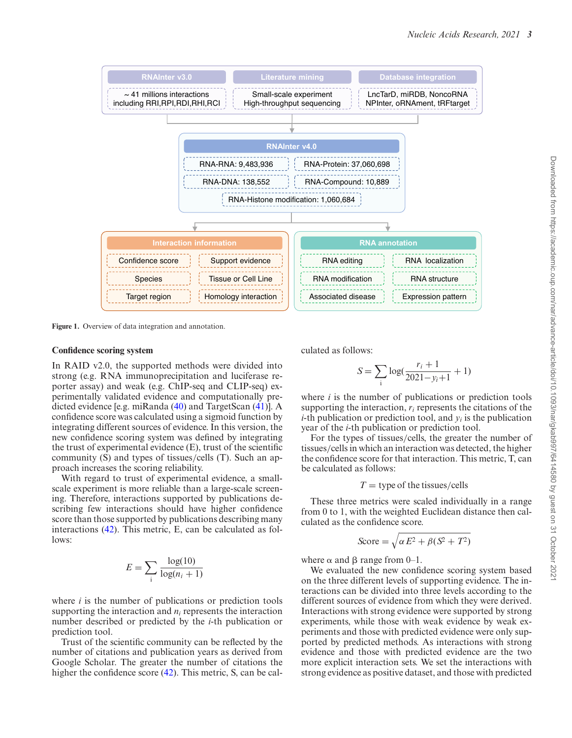Figure 1. Overview of data integration and annotation.

### Confidence scoring system

In RAID v2.0, the supported methods were divided into strong (e.g. RNA immunoprecipitation and luciferase reporter assay) and weak (e.g. ChIP-seq and CLIP-seq) experimentally validated evidence and computationally predicted evidence [e.g. miRanda (40) and TargetScan (41)]. A confidence score was calculated using a sigmoid function by integrating different sources of evidence. In this version, the new confidence scoring system was defined by integrating the trust of experimental evidence (E), trust of the scientific community (S) and types of tissues/cells (T). Such an approach increases the scoring reliability.

With regard to trust of experimental evidence, a small-scale experiment is more reliable than a large-scale screening. Therefore, interactions supported by publications describing few interactions should have higher confidence score than those supported by publications describing many interactions (42). This metric, E, can be calculated as follows:

$$E = \sum_{i} \frac{\log(10)}{\log(n_i + 1)}$$

where $i$ is the number of publications or prediction tools supporting the interaction and $n_i$ represents the interaction number described or predicted by the $i$-th publication or prediction tool.

Trust of the scientific community can be reflected by the number of citations and publication years as derived from Google Scholar. The greater the number of citations the higher the confidence score (42). This metric, S, can be calculated as follows:

$$S = \sum_{i} \log\left(\frac{r_i + 1}{2021 - y_i + 1} + 1\right)$$

where $i$ is the number of publications or prediction tools supporting the interaction, $r_i$ represents the citations of the $i$-th publication or prediction tool, and $y_i$ is the publication year of the $i$-th publication or prediction tool.

For the types of tissues/cells, the greater the number of tissues/cells in which an interaction was detected, the higher the confidence score for that interaction. This metric, T, can be calculated as follows:

$$T = \text{type of the tissues/cells}$$

These three metrics were scaled individually in a range from 0 to 1, with the weighted Euclidean distance then calculated as the confidence score.

$$\text{Score} = \sqrt{\alpha E^2 + \beta(S^2 + T^2)}$$

where $\alpha$ and $\beta$ range from 0–1.

We evaluated the new confidence scoring system based on the three different levels of supporting evidence. The interactions can be divided into three levels according to the different sources of evidence from which they were derived. Interactions with strong evidence were supported by strong experiments, while those with weak evidence by weak experiments and those with predicted evidence were only supported by predicted methods. As interactions with strong evidence and those with predicted evidence are the two more explicit interaction sets. We set the interactions with strong evidence as positive dataset, and those with predicted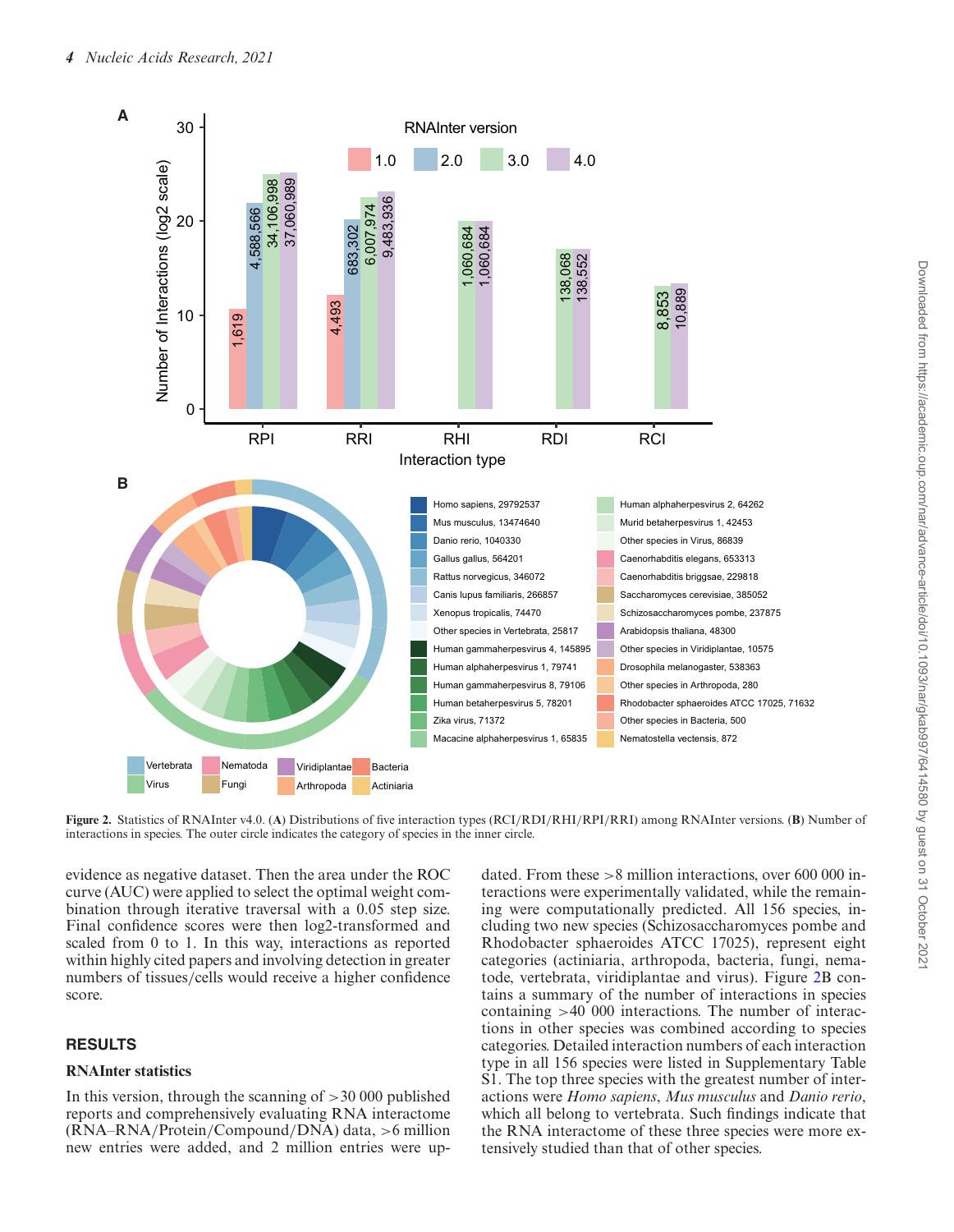**Figure 2.** Statistics of RNAInter v4.0. (**A**) Distributions of five interaction types (RCI/RDI/RHI/RPI/RRI) among RNAInter versions. (**B**) Number of interactions in species. The outer circle indicates the category of species in the inner circle.

evidence as negative dataset. Then the area under the ROC curve (AUC) were applied to select the optimal weight combination through iterative traversal with a 0.05 step size. Final confidence scores were then log2-transformed and scaled from 0 to 1. In this way, interactions as reported within highly cited papers and involving detection in greater numbers of tissues/cells would receive a higher confidence score.

## RESULTS

### RNAInter statistics

In this version, through the scanning of >30 000 published reports and comprehensively evaluating RNA interactome (RNA–RNA/Protein/Compound/DNA) data, >6 million new entries were added, and 2 million entries were updated. From these >8 million interactions, over 600 000 interactions were experimentally validated, while the remaining were computationally predicted. All 156 species, including two new species (Schizosaccharomyces pombe and Rhodobacter sphaeroides ATCC 17025), represent eight categories (actiniaria, arthropoda, bacteria, fungi, nematode, vertebrata, viridiplantae and virus). Figure 2B contains a summary of the number of interactions in species containing >40 000 interactions. The number of interactions in other species was combined according to species categories. Detailed interaction numbers of each interaction type in all 156 species were listed in Supplementary Table S1. The top three species with the greatest number of interactions were *Homo sapiens*, *Mus musculus* and *Danio rerio*, which all belong to vertebrata. Such findings indicate that the RNA interactome of these three species were more extensively studied than that of other species.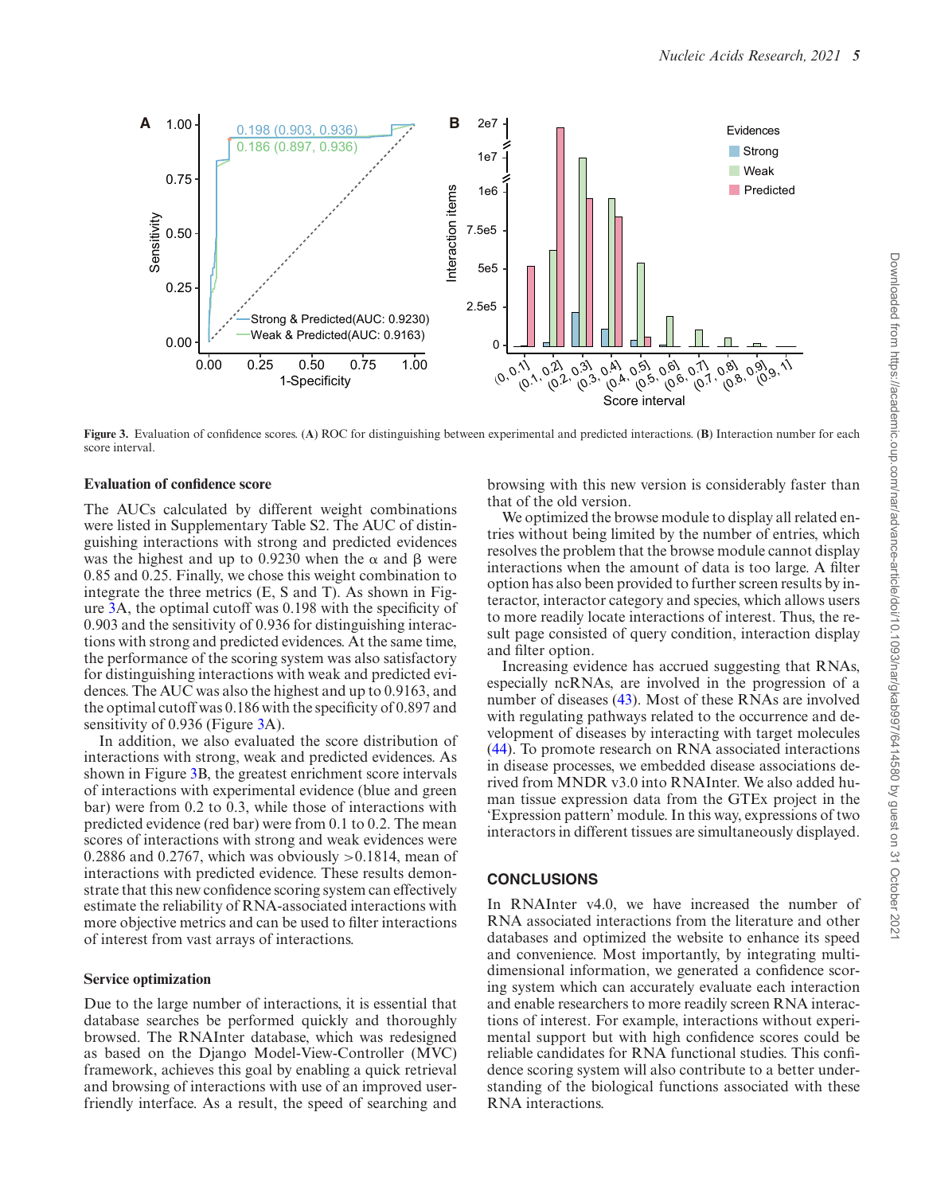Figure 3. Evaluation of confidence scores. (**A**) ROC for distinguishing between experimental and predicted interactions. (**B**) Interaction number for each score interval.

### Evaluation of confidence score

The AUCs calculated by different weight combinations were listed in Supplementary Table S2. The AUC of distinguishing interactions with strong and predicted evidences was the highest and up to 0.9230 when the $\alpha$ and $\beta$ were 0.85 and 0.25. Finally, we chose this weight combination to integrate the three metrics (E, S and T). As shown in Figure 3A, the optimal cutoff was 0.198 with the specificity of 0.903 and the sensitivity of 0.936 for distinguishing interactions with strong and predicted evidences. At the same time, the performance of the scoring system was also satisfactory for distinguishing interactions with weak and predicted evidences. The AUC was also the highest and up to 0.9163, and the optimal cutoff was 0.186 with the specificity of 0.897 and sensitivity of 0.936 (Figure 3A).

In addition, we also evaluated the score distribution of interactions with strong, weak and predicted evidences. As shown in Figure 3B, the greatest enrichment score intervals of interactions with experimental evidence (blue and green bar) were from 0.2 to 0.3, while those of interactions with predicted evidence (red bar) were from 0.1 to 0.2. The mean scores of interactions with strong and weak evidences were 0.2886 and 0.2767, which was obviously >0.1814, mean of interactions with predicted evidence. These results demonstrate that this new confidence scoring system can effectively estimate the reliability of RNA-associated interactions with more objective metrics and can be used to filter interactions of interest from vast arrays of interactions.

### Service optimization

Due to the large number of interactions, it is essential that database searches be performed quickly and thoroughly browsed. The RNAInter database, which was redesigned as based on the Django Model-View-Controller (MVC) framework, achieves this goal by enabling a quick retrieval and browsing of interactions with use of an improved user-friendly interface. As a result, the speed of searching and browsing with this new version is considerably faster than that of the old version.

We optimized the browse module to display all related entries without being limited by the number of entries, which resolves the problem that the browse module cannot display interactions when the amount of data is too large. A filter option has also been provided to further screen results by interactor, interactor category and species, which allows users to more readily locate interactions of interest. Thus, the result page consisted of query condition, interaction display and filter option.

Increasing evidence has accrued suggesting that RNAs, especially ncRNAs, are involved in the progression of a number of diseases (43). Most of these RNAs are involved with regulating pathways related to the occurrence and development of diseases by interacting with target molecules (44). To promote research on RNA associated interactions in disease processes, we embedded disease associations derived from MNDR v3.0 into RNAInter. We also added human tissue expression data from the GTEx project in the 'Expression pattern' module. In this way, expressions of two interactors in different tissues are simultaneously displayed.

## CONCLUSIONS

In RNAInter v4.0, we have increased the number of RNA associated interactions from the literature and other databases and optimized the website to enhance its speed and convenience. Most importantly, by integrating multi-dimensional information, we generated a confidence scoring system which can accurately evaluate each interaction and enable researchers to more readily screen RNA interactions of interest. For example, interactions without experimental support but with high confidence scores could be reliable candidates for RNA functional studies. This confidence scoring system will also contribute to a better understanding of the biological functions associated with these RNA interactions.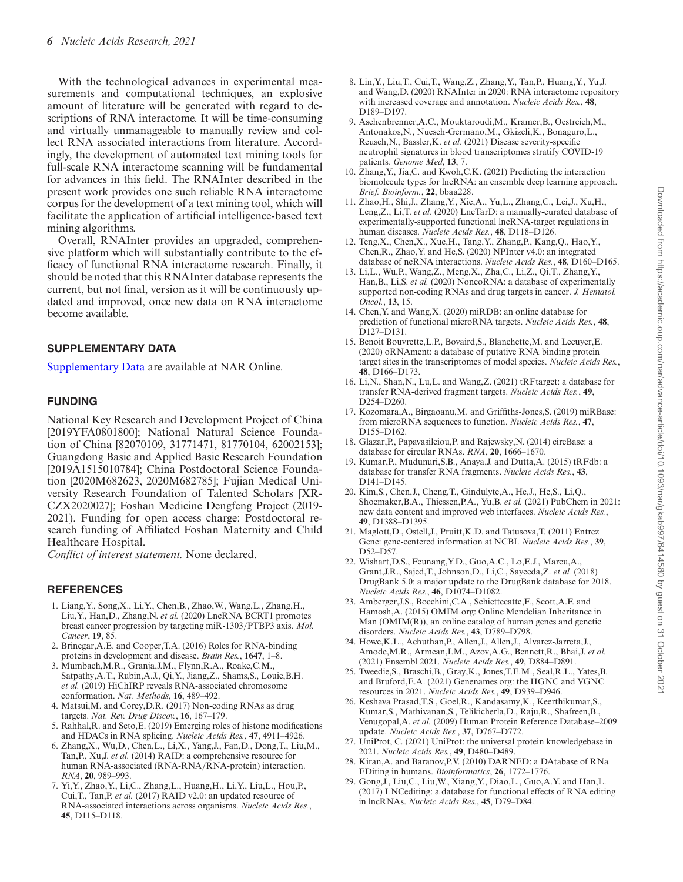With the technological advances in experimental measurements and computational techniques, an explosive amount of literature will be generated with regard to descriptions of RNA interactome. It will be time-consuming and virtually unmanageable to manually review and collect RNA associated interactions from literature. Accordingly, the development of automated text mining tools for full-scale RNA interactome scanning will be fundamental for advances in this field. The RNAInter described in the present work provides one such reliable RNA interactome corpus for the development of a text mining tool, which will facilitate the application of artificial intelligence-based text mining algorithms.

Overall, RNAInter provides an upgraded, comprehensive platform which will substantially contribute to the efficacy of functional RNA interactome research. Finally, it should be noted that this RNAInter database represents the current, but not final, version as it will be continuously updated and improved, once new data on RNA interactome become available.

## SUPPLEMENTARY DATA

Supplementary Data are available at NAR Online.

## FUNDING

National Key Research and Development Project of China [2019YFA0801800]; National Natural Science Foundation of China [82070109, 31771471, 81770104, 62002153]; Guangdong Basic and Applied Basic Research Foundation [2019A1515010784]; China Postdoctoral Science Foundation [2020M682623, 2020M682785]; Fujian Medical University Research Foundation of Talented Scholars [XRCZX2020027]; Foshan Medicine Dengfeng Project (2019-2021). Funding for open access charge: Postdoctoral research funding of Affiliated Foshan Maternity and Child Healthcare Hospital.

*Conflict of interest statement.* None declared.

## REFERENCES

1. Liang,Y., Song,X., Li,Y., Chen,B., Zhao,W., Wang,L., Zhang,H., Liu,Y., Han,D., Zhang,N. *et al.* (2020) LncRNA BCRT1 promotes breast cancer progression by targeting miR-1303/PTBP3 axis. *Mol. Cancer*, **19**, 85.
2. Brinegar,A.E. and Cooper,T.A. (2016) Roles for RNA-binding proteins in development and disease. *Brain Res.*, **1647**, 1–8.
3. Mumbach,M.R., Granja,J.M., Flynn,R.A., Roake,C.M., Satpathy,A.T., Rubin,A.J., Qi,Y., Jiang,Z., Shams,S., Louie,B.H. *et al.* (2019) HiChIRP reveals RNA-associated chromosome conformation. *Nat. Methods*, **16**, 489–492.
4. Matsui,M. and Corey,D.R. (2017) Non-coding RNAs as drug targets. *Nat. Rev. Drug Discov.*, **16**, 167–179.
5. Rahhal,R. and Seto,E. (2019) Emerging roles of histone modifications and HDACs in RNA splicing. *Nucleic Acids Res.*, **47**, 4911–4926.
6. Zhang,X., Wu,D., Chen,L., Li,X., Yang,J., Fan,D., Dong,T., Liu,M., Tan,P., Xu,J. *et al.* (2014) RAID: a comprehensive resource for human RNA-associated (RNA-RNA/RNA-protein) interaction. *RNA*, **20**, 989–993.
7. Yi,Y., Zhao,Y., Li,C., Zhang,L., Huang,H., Li,Y., Liu,L., Hou,P., Cui,T., Tan,P. *et al.* (2017) RAID v2.0: an updated resource of RNA-associated interactions across organisms. *Nucleic Acids Res.*, **45**, D115–D118.
8. Lin,Y., Liu,T., Cui,T., Wang,Z., Zhang,Y., Tan,P., Huang,Y., Yu,J. and Wang,D. (2020) RNAInter in 2020: RNA interactome repository with increased coverage and annotation. *Nucleic Acids Res.*, **48**, D189–D197.
9. Aschenbrenner,A.C., Mouktaroudi,M., Kramer,B., Oestreich,M., Antonakos,N., Nuesch-Germano,M., Gkizeli,K., Bonaguro,L., Reusch,N., Bassler,K. *et al.* (2021) Disease severity-specific neutrophil signatures in blood transcriptomes stratify COVID-19 patients. *Genome Med*, **13**, 7.
10. Zhang,Y., Jia,C. and Kwoh,C.K. (2021) Predicting the interaction biomolecule types for lncRNA: an ensemble deep learning approach. *Brief. Bioinform.*, **22**, bbaa228.
11. Zhao,H., Shi,J., Zhang,Y., Xie,A., Yu,L., Zhang,C., Lei,J., Xu,H., Leng,Z., Li,T. *et al.* (2020) LncTarD: a manually-curated database of experimentally-supported functional lncRNA-target regulations in human diseases. *Nucleic Acids Res.*, **48**, D118–D126.
12. Teng,X., Chen,X., Xue,H., Tang,Y., Zhang,P., Kang,Q., Hao,Y., Chen,R., Zhao,Y. and He,S. (2020) NPInter v4.0: an integrated database of ncRNA interactions. *Nucleic Acids Res.*, **48**, D160–D165.
13. Li,L., Wu,P., Wang,Z., Meng,X., Zha,C., Li,Z., Qi,T., Zhang,Y., Han,B., Li,S. *et al.* (2020) NoncoRNA: a database of experimentally supported non-coding RNAs and drug targets in cancer. *J. Hematol. Oncol.*, **13**, 15.
14. Chen,Y. and Wang,X. (2020) miRDB: an online database for prediction of functional microRNA targets. *Nucleic Acids Res.*, **48**, D127–D131.
15. Benoit Bouvrette,L.P., Bovaird,S., Blanchette,M. and Lecuyer,E. (2020) oRNAment: a database of putative RNA binding protein target sites in the transcriptomes of model species. *Nucleic Acids Res.*, **48**, D166–D173.
16. Li,N., Shan,N., Lu,L. and Wang,Z. (2021) tRFtarget: a database for transfer RNA-derived fragment targets. *Nucleic Acids Res.*, **49**, D254–D260.
17. Kozomara,A., Birgaoanu,M. and Griffiths-Jones,S. (2019) miRBase: from microRNA sequences to function. *Nucleic Acids Res.*, **47**, D155–D162.
18. Glazar,P., Papavasileiou,P. and Rajewsky,N. (2014) circBase: a database for circular RNAs. *RNA*, **20**, 1666–1670.
19. Kumar,P., Mudunuri,S.B., Anaya,J. and Dutta,A. (2015) tRFdb: a database for transfer RNA fragments. *Nucleic Acids Res.*, **43**, D141–D145.
20. Kim,S., Chen,J., Cheng,T., Gindulyte,A., He,J., He,S., Li,Q., Shoemaker,B.A., Thiessen,P.A., Yu,B. *et al.* (2021) PubChem in 2021: new data content and improved web interfaces. *Nucleic Acids Res.*, **49**, D1388–D1395.
21. Maglott,D., Ostell,J., Pruitt,K.D. and Tatusova,T. (2011) Entrez Gene: gene-centered information at NCBI. *Nucleic Acids Res.*, **39**, D52–D57.
22. Wishart,D.S., Feunang,Y.D., Guo,A.C., Lo,E.J., Marcu,A., Grant,J.R., Sajed,T., Johnson,D., Li,C., Sayeeda,Z. *et al.* (2018) DrugBank 5.0: a major update to the DrugBank database for 2018. *Nucleic Acids Res.*, **46**, D1074–D1082.
23. Amberger,J.S., Bocchini,C.A., Schiettecatte,F., Scott,A.F. and Hamosh,A. (2015) OMIM.org: Online Mendelian Inheritance in Man (OMIM(R)), an online catalog of human genes and genetic disorders. *Nucleic Acids Res.*, **43**, D789–D798.
24. Howe,K.L., Achuthan,P., Allen,J., Allen,J., Alvarez-Jarreta,J., Amode,M.R., Armean,I.M., Azov,A.G., Bennett,R., Bhai,J. *et al.* (2021) Ensembl 2021. *Nucleic Acids Res.*, **49**, D884–D891.
25. Tweedie,S., Braschi,B., Gray,K., Jones,T.E.M., Seal,R.L., Yates,B. and Bruford,E.A. (2021) Genenames.org: the HGNC and VGNC resources in 2021. *Nucleic Acids Res.*, **49**, D939–D946.
26. Keshava Prasad,T.S., Goel,R., Kandasamy,K., Keerthikumar,S., Kumar,S., Mathivanan,S., Telikicherla,D., Raju,R., Shafreen,B., Venugopal,A. *et al.* (2009) Human Protein Reference Database–2009 update. *Nucleic Acids Res.*, **37**, D767–D772.
27. UniProt, C. (2021) UniProt: the universal protein knowledgebase in 2021. *Nucleic Acids Res.*, **49**, D480–D489.
28. Kiran,A. and Baranov,P.V. (2010) DARNED: a DAtabase of RNa EDiting in humans. *Bioinformatics*, **26**, 1772–1776.
29. Gong,J., Liu,C., Liu,W., Xiang,Y., Diao,L., Guo,A.Y. and Han,L. (2017) LNCediting: a database for functional effects of RNA editing in lncRNAs. *Nucleic Acids Res.*, **45**, D79–D84.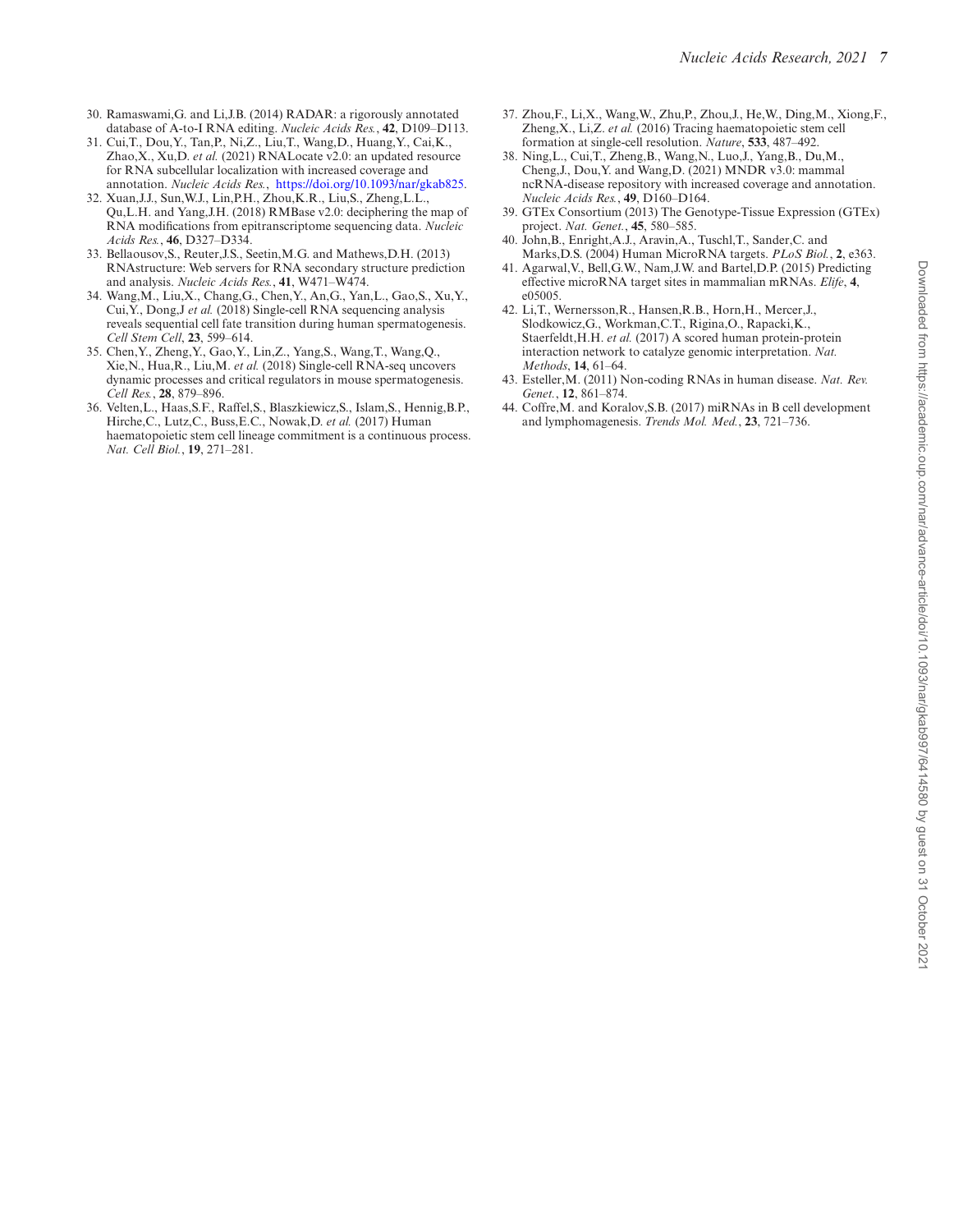30. Ramaswami,G. and Li,J.B. (2014) RADAR: a rigorously annotated database of A-to-I RNA editing. *Nucleic Acids Res.*, **42**, D109–D113.
31. Cui,T., Dou,Y., Tan,P., Ni,Z., Liu,T., Wang,D., Huang,Y., Cai,K., Zhao,X., Xu,D. *et al.* (2021) RNALocate v2.0: an updated resource for RNA subcellular localization with increased coverage and annotation. *Nucleic Acids Res.*, https://doi.org/10.1093/nar/gkab825.
32. Xuan,J.J., Sun,W.J., Lin,P.H., Zhou,K.R., Liu,S., Zheng,L.L., Qu,L.H. and Yang,J.H. (2018) RMBase v2.0: deciphering the map of RNA modifications from epitranscriptome sequencing data. *Nucleic Acids Res.*, **46**, D327–D334.
33. Bellaousov,S., Reuter,J.S., Seetin,M.G. and Mathews,D.H. (2013) RNAstructure: Web servers for RNA secondary structure prediction and analysis. *Nucleic Acids Res.*, **41**, W471–W474.
34. Wang,M., Liu,X., Chang,G., Chen,Y., An,G., Yan,L., Gao,S., Xu,Y., Cui,Y., Dong,J *et al.* (2018) Single-cell RNA sequencing analysis reveals sequential cell fate transition during human spermatogenesis. *Cell Stem Cell*, **23**, 599–614.
35. Chen,Y., Zheng,Y., Gao,Y., Lin,Z., Yang,S., Wang,T., Wang,Q., Xie,N., Hua,R., Liu,M. *et al.* (2018) Single-cell RNA-seq uncovers dynamic processes and critical regulators in mouse spermatogenesis. *Cell Res.*, **28**, 879–896.
36. Velten,L., Haas,S.F., Raffel,S., Blaszkiewicz,S., Islam,S., Hennig,B.P., Hirche,C., Lutz,C., Buss,E.C., Nowak,D. *et al.* (2017) Human haematopoietic stem cell lineage commitment is a continuous process. *Nat. Cell Biol.*, **19**, 271–281.
37. Zhou,F., Li,X., Wang,W., Zhu,P., Zhou,J., He,W., Ding,M., Xiong,F., Zheng,X., Li,Z. *et al.* (2016) Tracing haematopoietic stem cell formation at single-cell resolution. *Nature*, **533**, 487–492.
38. Ning,L., Cui,T., Zheng,B., Wang,N., Luo,J., Yang,B., Du,M., Cheng,J., Dou,Y. and Wang,D. (2021) MNDR v3.0: mammal ncRNA-disease repository with increased coverage and annotation. *Nucleic Acids Res.*, **49**, D160–D164.
39. GTEx Consortium (2013) The Genotype-Tissue Expression (GTEx) project. *Nat. Genet.*, **45**, 580–585.
40. John,B., Enright,A.J., Aravin,A., Tuschl,T., Sander,C. and Marks,D.S. (2004) Human MicroRNA targets. *PLoS Biol.*, **2**, e363.
41. Agarwal,V., Bell,G.W., Nam,J.W. and Bartel,D.P. (2015) Predicting effective microRNA target sites in mammalian mRNAs. *Elife*, **4**, e05005.
42. Li,T., Wernersson,R., Hansen,R.B., Horn,H., Mercer,J., Slodkowicz,G., Workman,C.T., Rigina,O., Rapacki,K., Staerfeldt,H.H. *et al.* (2017) A scored human protein-protein interaction network to catalyze genomic interpretation. *Nat. Methods*, **14**, 61–64.
43. Esteller,M. (2011) Non-coding RNAs in human disease. *Nat. Rev. Genet.*, **12**, 861–874.
44. Coffre,M. and Koralov,S.B. (2017) miRNAs in B cell development and lymphomagenesis. *Trends Mol. Med.*, **23**, 721–736.